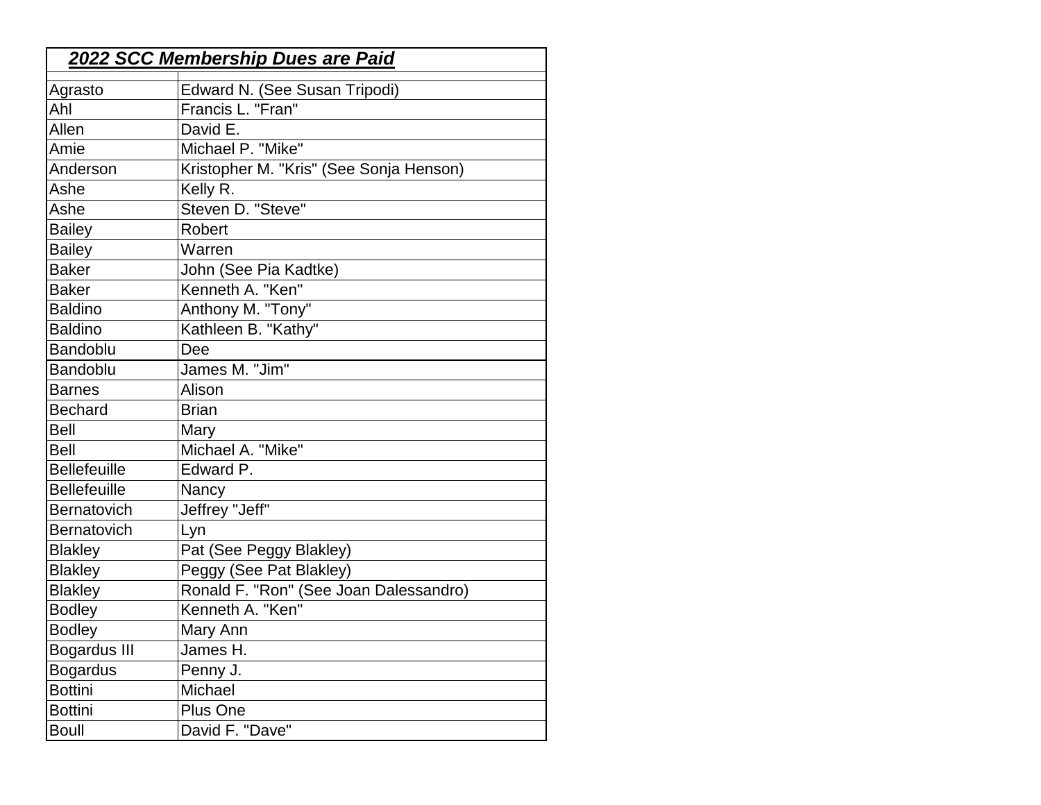## *2022 SCC Membership Dues are Paid*

| | |
|---|---|
| Agrasto | Edward N. (See Susan Tripodi) |
| Ahl | Francis L. "Fran" |
| Allen | David E. |
| Amie | Michael P. "Mike" |
| Anderson | Kristopher M. "Kris" (See Sonja Henson) |
| Ashe | Kelly R. |
| Ashe | Steven D. "Steve" |
| Bailey | Robert |
| Bailey | Warren |
| Baker | John (See Pia Kadtke) |
| Baker | Kenneth A. "Ken" |
| Baldino | Anthony M. "Tony" |
| Baldino | Kathleen B. "Kathy" |
| Bandoblu | Dee |
| Bandoblu | James M. "Jim" |
| Barnes | Alison |
| Bechard | Brian |
| Bell | Mary |
| Bell | Michael A. "Mike" |
| Bellefeuille | Edward P. |
| Bellefeuille | Nancy |
| Bernatovich | Jeffrey "Jeff" |
| Bernatovich | Lyn |
| Blakley | Pat (See Peggy Blakley) |
| Blakley | Peggy (See Pat Blakley) |
| Blakley | Ronald F. "Ron" (See Joan Dalessandro) |
| Bodley | Kenneth A. "Ken" |
| Bodley | Mary Ann |
| Bogardus III | James H. |
| Bogardus | Penny J. |
| Bottini | Michael |
| Bottini | Plus One |
| Boull | David F. "Dave" |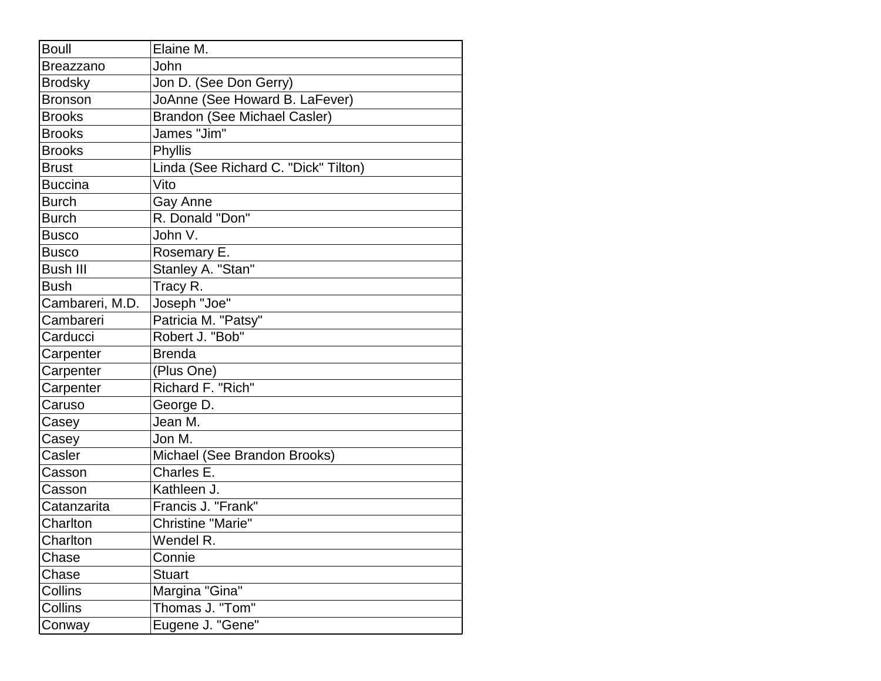| | |
|---|---|
| Boull | Elaine M. |
| Breazzano | John |
| Brodsky | Jon D. (See Don Gerry) |
| Bronson | JoAnne (See Howard B. LaFever) |
| Brooks | Brandon (See Michael Casler) |
| Brooks | James "Jim" |
| Brooks | Phyllis |
| Brust | Linda (See Richard C. "Dick" Tilton) |
| Buccina | Vito |
| Burch | Gay Anne |
| Burch | R. Donald "Don" |
| Busco | John V. |
| Busco | Rosemary E. |
| Bush III | Stanley A. "Stan" |
| Bush | Tracy R. |
| Cambareri, M.D. | Joseph "Joe" |
| Cambareri | Patricia M. "Patsy" |
| Carducci | Robert J. "Bob" |
| Carpenter | Brenda |
| Carpenter | (Plus One) |
| Carpenter | Richard F. "Rich" |
| Caruso | George D. |
| Casey | Jean M. |
| Casey | Jon M. |
| Casler | Michael (See Brandon Brooks) |
| Casson | Charles E. |
| Casson | Kathleen J. |
| Catanzarita | Francis J. "Frank" |
| Charlton | Christine "Marie" |
| Charlton | Wendel R. |
| Chase | Connie |
| Chase | Stuart |
| Collins | Margina "Gina" |
| Collins | Thomas J. "Tom" |
| Conway | Eugene J. "Gene" |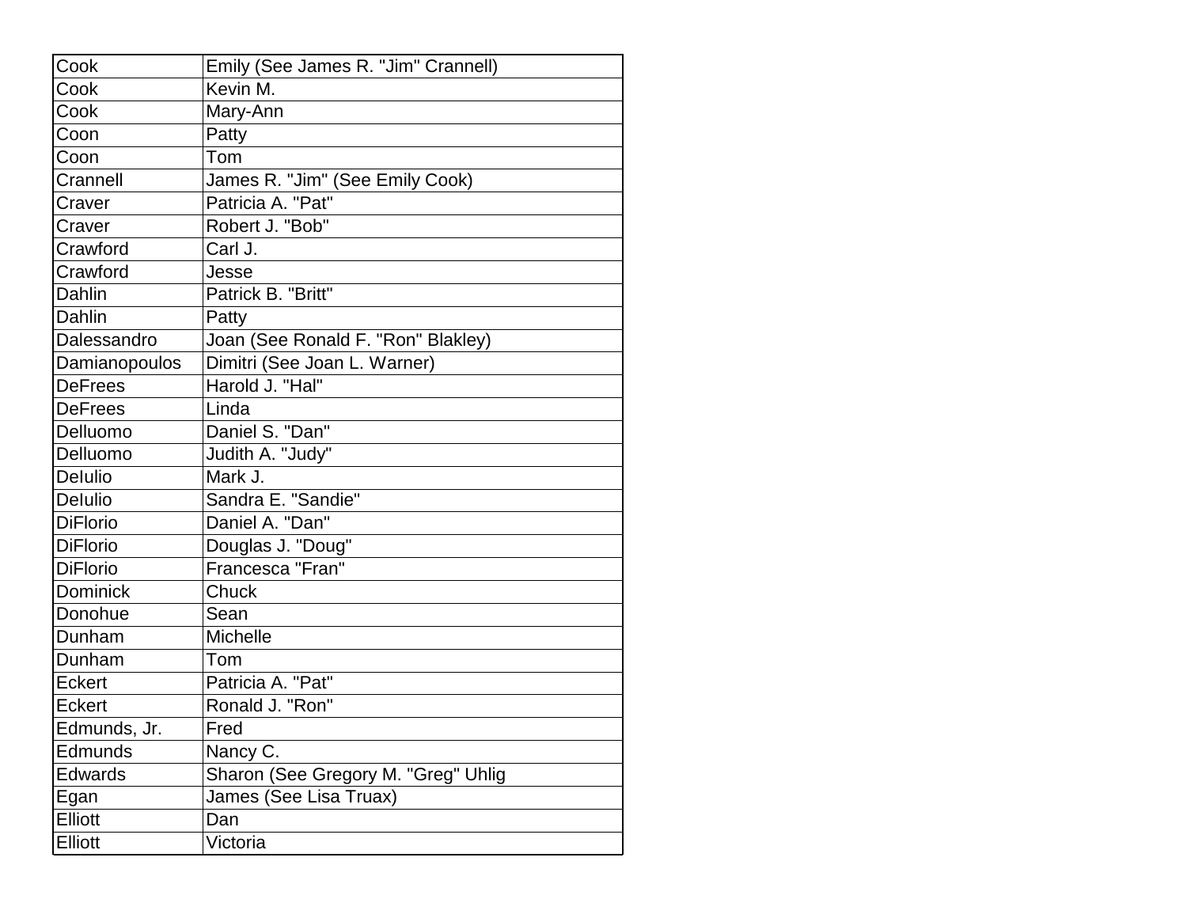| Cook | Emily (See James R. "Jim" Crannell) |
|---|---|
| Cook | Kevin M. |
| Cook | Mary-Ann |
| Coon | Patty |
| Coon | Tom |
| Crannell | James R. "Jim" (See Emily Cook) |
| Craver | Patricia A. "Pat" |
| Craver | Robert J. "Bob" |
| Crawford | Carl J. |
| Crawford | Jesse |
| Dahlin | Patrick B. "Britt" |
| Dahlin | Patty |
| Dalessandro | Joan (See Ronald F. "Ron" Blakley) |
| Damianopoulos | Dimitri (See Joan L. Warner) |
| DeFrees | Harold J. "Hal" |
| DeFrees | Linda |
| Delluomo | Daniel S. "Dan" |
| Delluomo | Judith A. "Judy" |
| DeIulio | Mark J. |
| DeIulio | Sandra E. "Sandie" |
| DiFlorio | Daniel A. "Dan" |
| DiFlorio | Douglas J. "Doug" |
| DiFlorio | Francesca "Fran" |
| Dominick | Chuck |
| Donohue | Sean |
| Dunham | Michelle |
| Dunham | Tom |
| Eckert | Patricia A. "Pat" |
| Eckert | Ronald J. "Ron" |
| Edmunds, Jr. | Fred |
| Edmunds | Nancy C. |
| Edwards | Sharon (See Gregory M. "Greg" Uhlig |
| Egan | James (See Lisa Truax) |
| Elliott | Dan |
| Elliott | Victoria |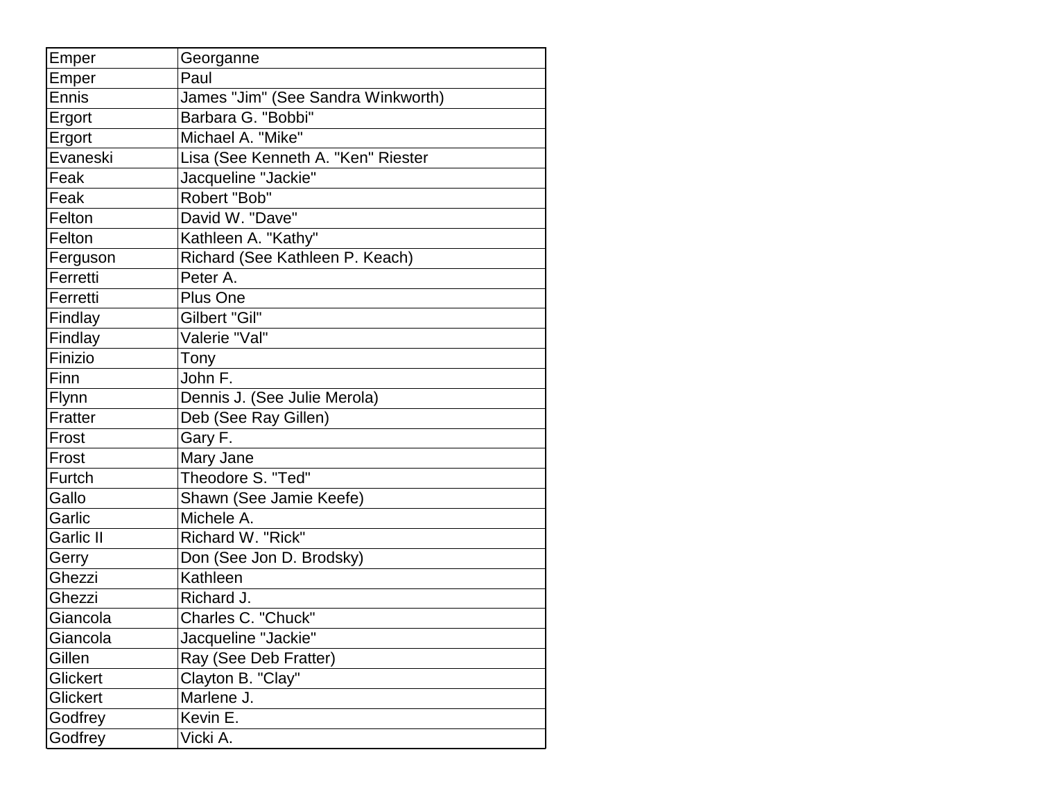| | |
|---|---|
| Emper | Georganne |
| Emper | Paul |
| Ennis | James "Jim" (See Sandra Winkworth) |
| Ergort | Barbara G. "Bobbi" |
| Ergort | Michael A. "Mike" |
| Evaneski | Lisa (See Kenneth A. "Ken" Riester |
| Feak | Jacqueline "Jackie" |
| Feak | Robert "Bob" |
| Felton | David W. "Dave" |
| Felton | Kathleen A. "Kathy" |
| Ferguson | Richard (See Kathleen P. Keach) |
| Ferretti | Peter A. |
| Ferretti | Plus One |
| Findlay | Gilbert "Gil" |
| Findlay | Valerie "Val" |
| Finizio | Tony |
| Finn | John F. |
| Flynn | Dennis J. (See Julie Merola) |
| Fratter | Deb (See Ray Gillen) |
| Frost | Gary F. |
| Frost | Mary Jane |
| Furtch | Theodore S. "Ted" |
| Gallo | Shawn (See Jamie Keefe) |
| Garlic | Michele A. |
| Garlic II | Richard W. "Rick" |
| Gerry | Don (See Jon D. Brodsky) |
| Ghezzi | Kathleen |
| Ghezzi | Richard J. |
| Giancola | Charles C. "Chuck" |
| Giancola | Jacqueline "Jackie" |
| Gillen | Ray (See Deb Fratter) |
| Glickert | Clayton B. "Clay" |
| Glickert | Marlene J. |
| Godfrey | Kevin E. |
| Godfrey | Vicki A. |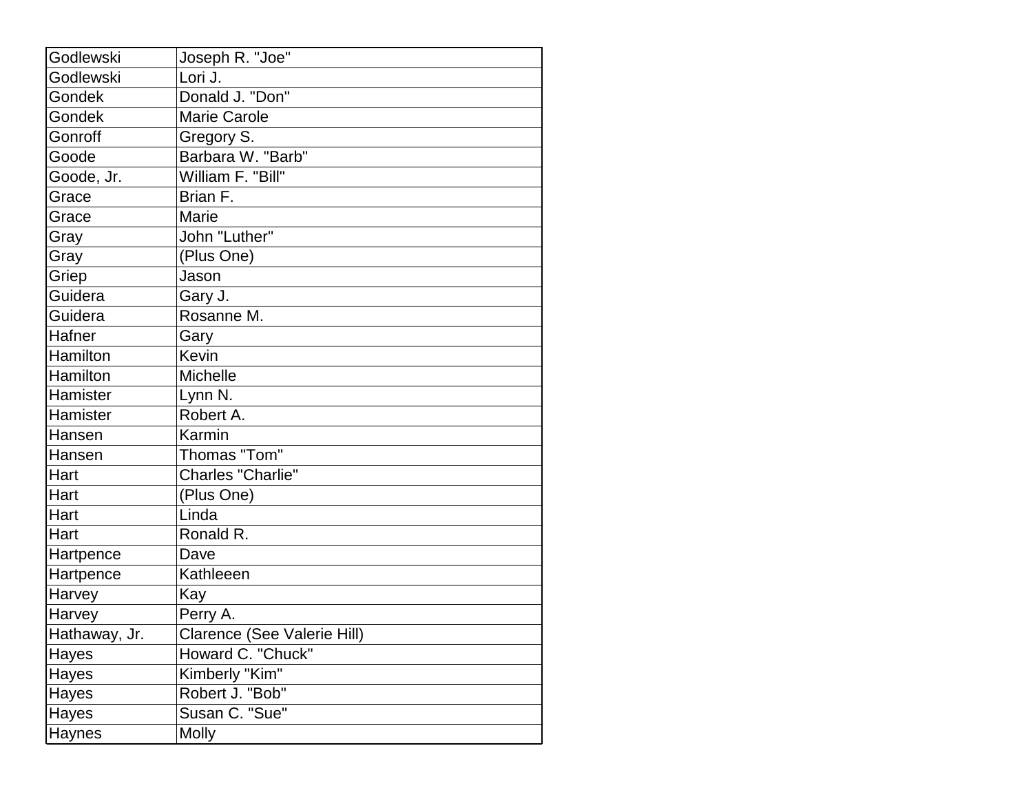| | |
|---|---|
| Godlewski | Joseph R. "Joe" |
| Godlewski | Lori J. |
| Gondek | Donald J. "Don" |
| Gondek | Marie Carole |
| Gonroff | Gregory S. |
| Goode | Barbara W. "Barb" |
| Goode, Jr. | William F. "Bill" |
| Grace | Brian F. |
| Grace | Marie |
| Gray | John "Luther" |
| Gray | (Plus One) |
| Griep | Jason |
| Guidera | Gary J. |
| Guidera | Rosanne M. |
| Hafner | Gary |
| Hamilton | Kevin |
| Hamilton | Michelle |
| Hamister | Lynn N. |
| Hamister | Robert A. |
| Hansen | Karmin |
| Hansen | Thomas "Tom" |
| Hart | Charles "Charlie" |
| Hart | (Plus One) |
| Hart | Linda |
| Hart | Ronald R. |
| Hartpence | Dave |
| Hartpence | Kathleeen |
| Harvey | Kay |
| Harvey | Perry A. |
| Hathaway, Jr. | Clarence (See Valerie Hill) |
| Hayes | Howard C. "Chuck" |
| Hayes | Kimberly "Kim" |
| Hayes | Robert J. "Bob" |
| Hayes | Susan C. "Sue" |
| Haynes | Molly |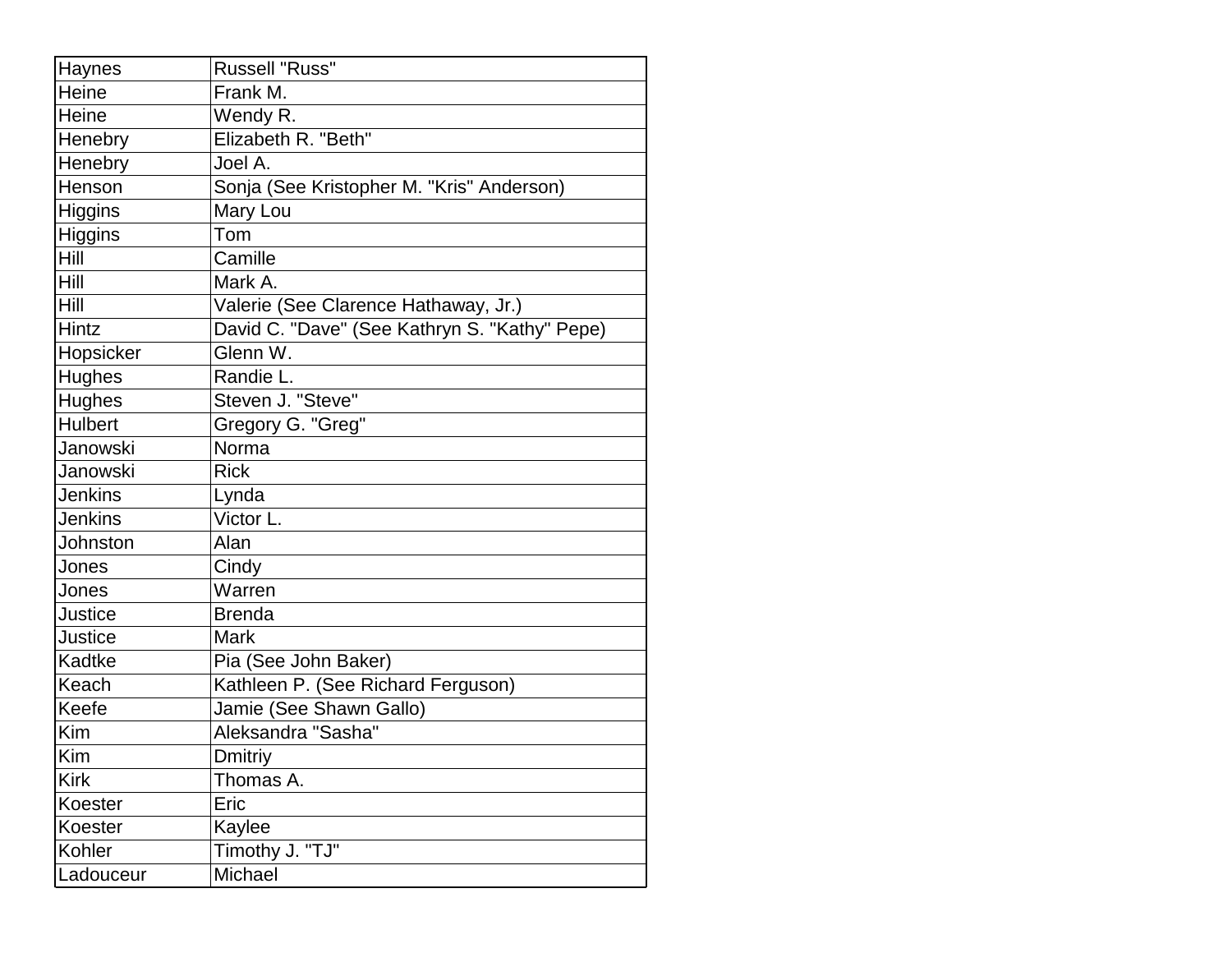| | |
|---|---|
| Haynes | Russell "Russ" |
| Heine | Frank M. |
| Heine | Wendy R. |
| Henebry | Elizabeth R. "Beth" |
| Henebry | Joel A. |
| Henson | Sonja (See Kristopher M. "Kris" Anderson) |
| Higgins | Mary Lou |
| Higgins | Tom |
| Hill | Camille |
| Hill | Mark A. |
| Hill | Valerie (See Clarence Hathaway, Jr.) |
| Hintz | David C. "Dave" (See Kathryn S. "Kathy" Pepe) |
| Hopsicker | Glenn W. |
| Hughes | Randie L. |
| Hughes | Steven J. "Steve" |
| Hulbert | Gregory G. "Greg" |
| Janowski | Norma |
| Janowski | Rick |
| Jenkins | Lynda |
| Jenkins | Victor L. |
| Johnston | Alan |
| Jones | Cindy |
| Jones | Warren |
| Justice | Brenda |
| Justice | Mark |
| Kadtke | Pia (See John Baker) |
| Keach | Kathleen P. (See Richard Ferguson) |
| Keefe | Jamie (See Shawn Gallo) |
| Kim | Aleksandra "Sasha" |
| Kim | Dmitriy |
| Kirk | Thomas A. |
| Koester | Eric |
| Koester | Kaylee |
| Kohler | Timothy J. "TJ" |
| Ladouceur | Michael |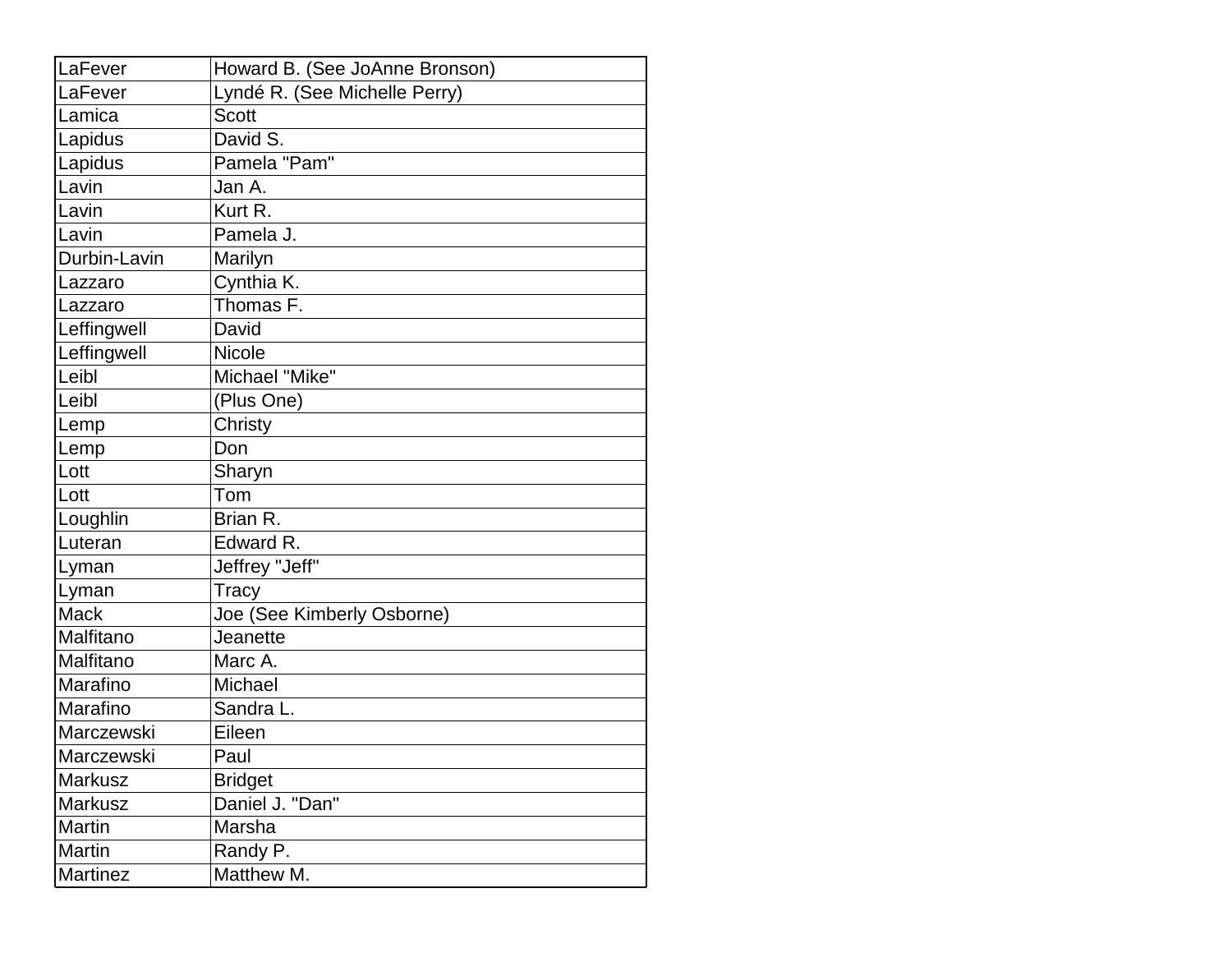| | |
|---|---|
| LaFever | Howard B. (See JoAnne Bronson) |
| LaFever | Lyndé R. (See Michelle Perry) |
| Lamica | Scott |
| Lapidus | David S. |
| Lapidus | Pamela "Pam" |
| Lavin | Jan A. |
| Lavin | Kurt R. |
| Lavin | Pamela J. |
| Durbin-Lavin | Marilyn |
| Lazzaro | Cynthia K. |
| Lazzaro | Thomas F. |
| Leffingwell | David |
| Leffingwell | Nicole |
| Leibl | Michael "Mike" |
| Leibl | (Plus One) |
| Lemp | Christy |
| Lemp | Don |
| Lott | Sharyn |
| Lott | Tom |
| Loughlin | Brian R. |
| Luteran | Edward R. |
| Lyman | Jeffrey "Jeff" |
| Lyman | Tracy |
| Mack | Joe (See Kimberly Osborne) |
| Malfitano | Jeanette |
| Malfitano | Marc A. |
| Marafino | Michael |
| Marafino | Sandra L. |
| Marczewski | Eileen |
| Marczewski | Paul |
| Markusz | Bridget |
| Markusz | Daniel J. "Dan" |
| Martin | Marsha |
| Martin | Randy P. |
| Martinez | Matthew M. |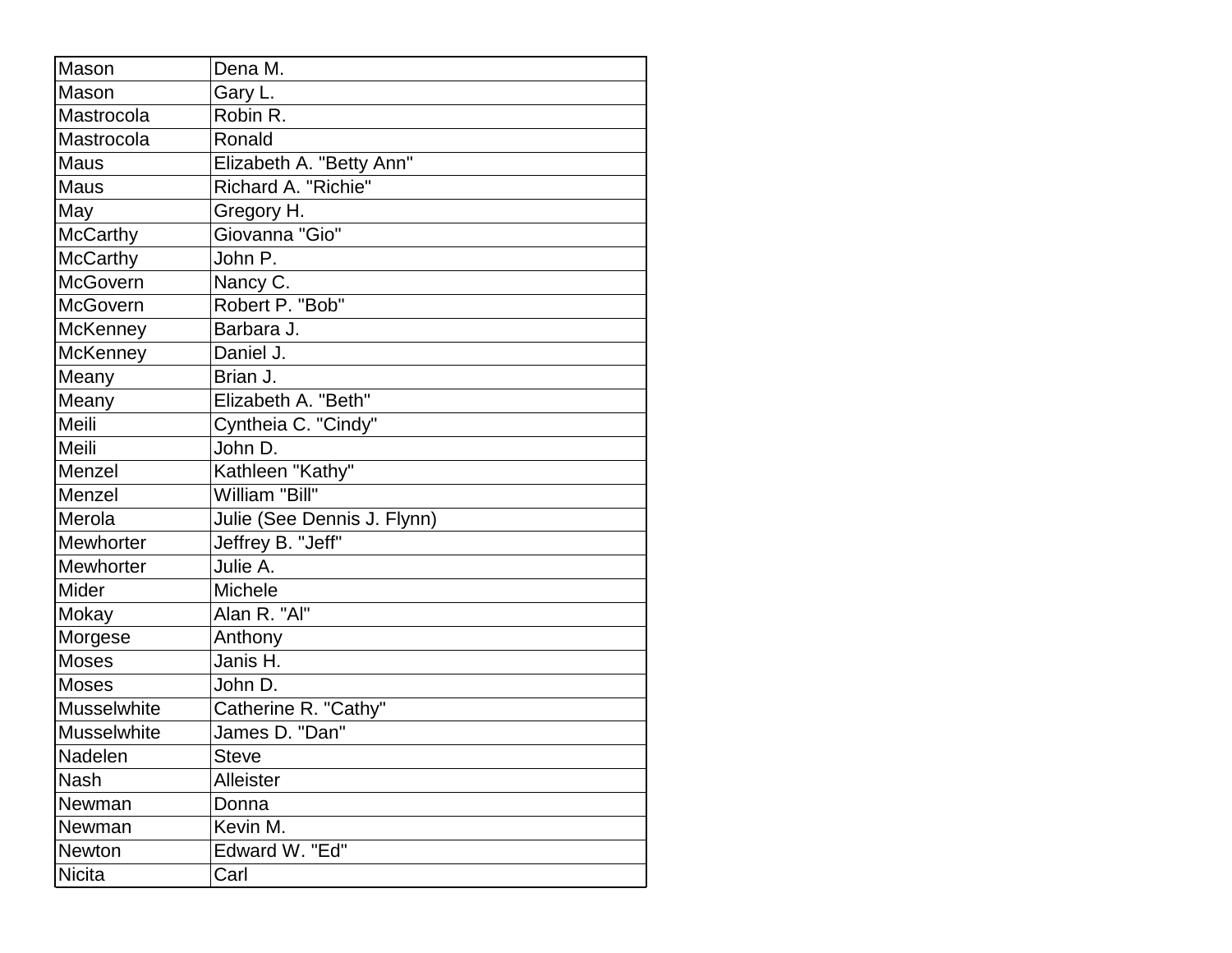| Mason | Dena M. |
|---|---|
| Mason | Gary L. |
| Mastrocola | Robin R. |
| Mastrocola | Ronald |
| Maus | Elizabeth A. "Betty Ann" |
| Maus | Richard A. "Richie" |
| May | Gregory H. |
| McCarthy | Giovanna "Gio" |
| McCarthy | John P. |
| McGovern | Nancy C. |
| McGovern | Robert P. "Bob" |
| McKenney | Barbara J. |
| McKenney | Daniel J. |
| Meany | Brian J. |
| Meany | Elizabeth A. "Beth" |
| Meili | Cyntheia C. "Cindy" |
| Meili | John D. |
| Menzel | Kathleen "Kathy" |
| Menzel | William "Bill" |
| Merola | Julie (See Dennis J. Flynn) |
| Mewhorter | Jeffrey B. "Jeff" |
| Mewhorter | Julie A. |
| Mider | Michele |
| Mokay | Alan R. "Al" |
| Morgese | Anthony |
| Moses | Janis H. |
| Moses | John D. |
| Musselwhite | Catherine R. "Cathy" |
| Musselwhite | James D. "Dan" |
| Nadelen | Steve |
| Nash | Alleister |
| Newman | Donna |
| Newman | Kevin M. |
| Newton | Edward W. "Ed" |
| Nicita | Carl |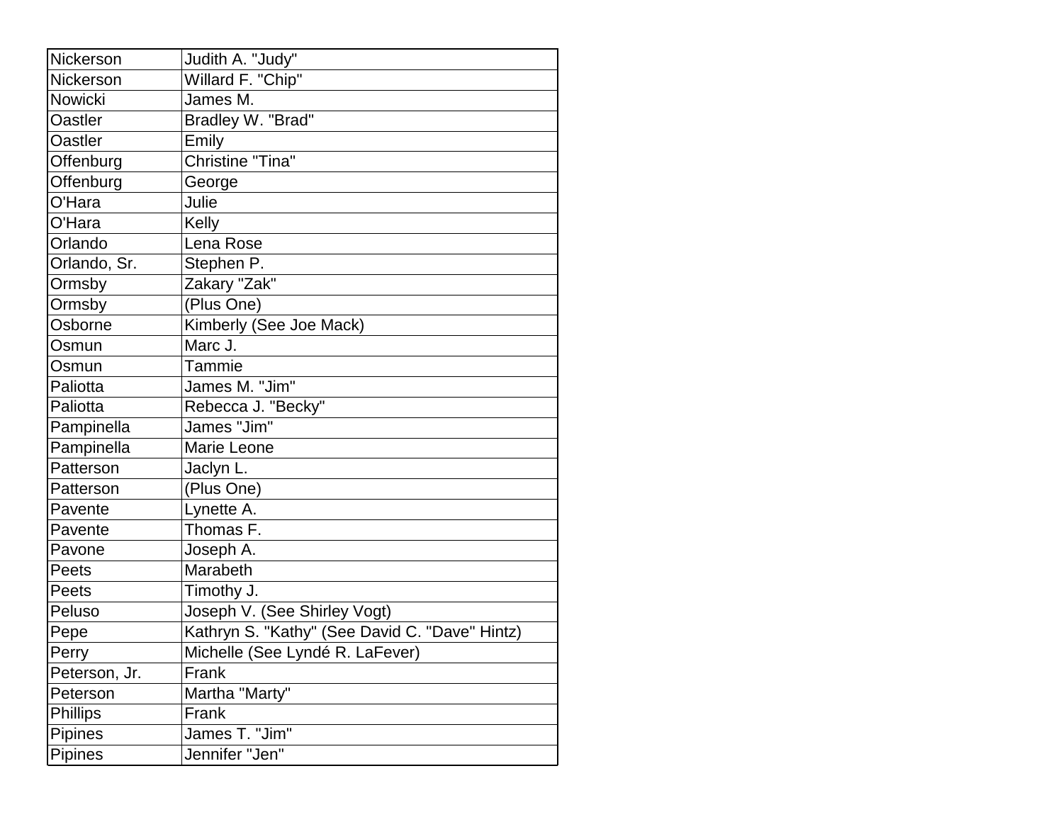| | |
|---|---|
| Nickerson | Judith A. "Judy" |
| Nickerson | Willard F. "Chip" |
| Nowicki | James M. |
| Oastler | Bradley W. "Brad" |
| Oastler | Emily |
| Offenburg | Christine "Tina" |
| Offenburg | George |
| O'Hara | Julie |
| O'Hara | Kelly |
| Orlando | Lena Rose |
| Orlando, Sr. | Stephen P. |
| Ormsby | Zakary "Zak" |
| Ormsby | (Plus One) |
| Osborne | Kimberly (See Joe Mack) |
| Osmun | Marc J. |
| Osmun | Tammie |
| Paliotta | James M. "Jim" |
| Paliotta | Rebecca J. "Becky" |
| Pampinella | James "Jim" |
| Pampinella | Marie Leone |
| Patterson | Jaclyn L. |
| Patterson | (Plus One) |
| Pavente | Lynette A. |
| Pavente | Thomas F. |
| Pavone | Joseph A. |
| Peets | Marabeth |
| Peets | Timothy J. |
| Peluso | Joseph V. (See Shirley Vogt) |
| Pepe | Kathryn S. "Kathy" (See David C. "Dave" Hintz) |
| Perry | Michelle (See Lyndé R. LaFever) |
| Peterson, Jr. | Frank |
| Peterson | Martha "Marty" |
| Phillips | Frank |
| Pipines | James T. "Jim" |
| Pipines | Jennifer "Jen" |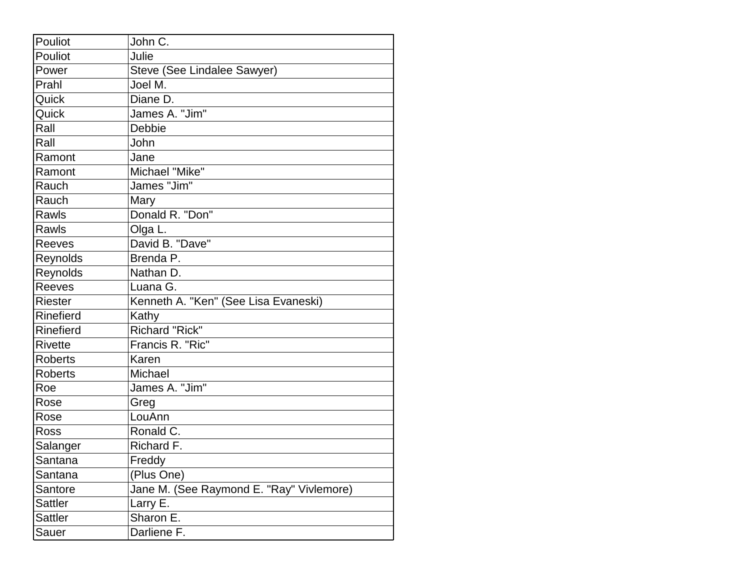| | |
|---|---|
| Pouliot | John C. |
| Pouliot | Julie |
| Power | Steve (See Lindalee Sawyer) |
| Prahl | Joel M. |
| Quick | Diane D. |
| Quick | James A. "Jim" |
| Rall | Debbie |
| Rall | John |
| Ramont | Jane |
| Ramont | Michael "Mike" |
| Rauch | James "Jim" |
| Rauch | Mary |
| Rawls | Donald R. "Don" |
| Rawls | Olga L. |
| Reeves | David B. "Dave" |
| Reynolds | Brenda P. |
| Reynolds | Nathan D. |
| Reeves | Luana G. |
| Riester | Kenneth A. "Ken" (See Lisa Evaneski) |
| Rinefierd | Kathy |
| Rinefierd | Richard "Rick" |
| Rivette | Francis R. "Ric" |
| Roberts | Karen |
| Roberts | Michael |
| Roe | James A. "Jim" |
| Rose | Greg |
| Rose | LouAnn |
| Ross | Ronald C. |
| Salanger | Richard F. |
| Santana | Freddy |
| Santana | (Plus One) |
| Santore | Jane M. (See Raymond E. "Ray" Vivlemore) |
| Sattler | Larry E. |
| Sattler | Sharon E. |
| Sauer | Darliene F. |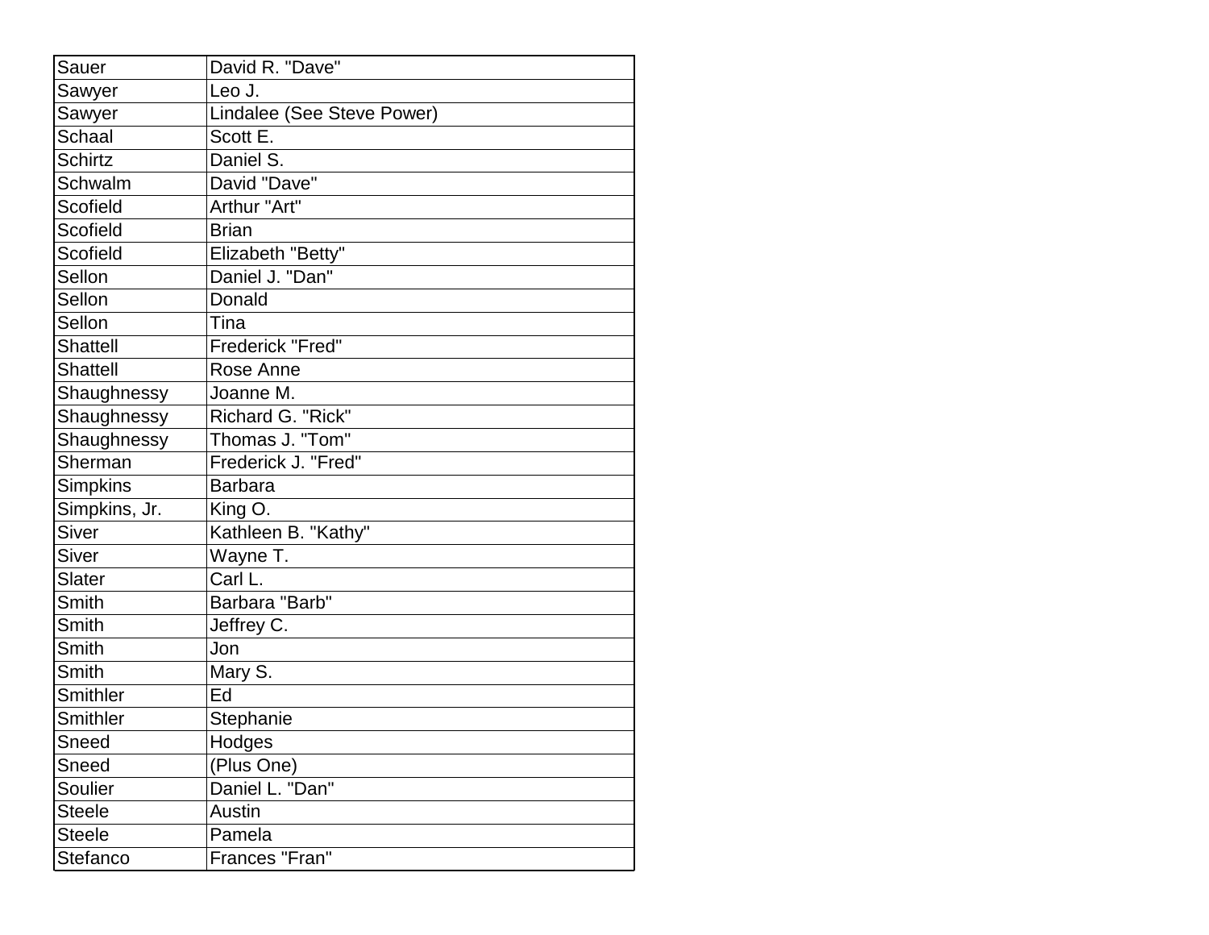| Sauer | David R. "Dave" |
|---|---|
| Sawyer | Leo J. |
| Sawyer | Lindalee (See Steve Power) |
| Schaal | Scott E. |
| Schirtz | Daniel S. |
| Schwalm | David "Dave" |
| Scofield | Arthur "Art" |
| Scofield | Brian |
| Scofield | Elizabeth "Betty" |
| Sellon | Daniel J. "Dan" |
| Sellon | Donald |
| Sellon | Tina |
| Shattell | Frederick "Fred" |
| Shattell | Rose Anne |
| Shaughnessy | Joanne M. |
| Shaughnessy | Richard G. "Rick" |
| Shaughnessy | Thomas J. "Tom" |
| Sherman | Frederick J. "Fred" |
| Simpkins | Barbara |
| Simpkins, Jr. | King O. |
| Siver | Kathleen B. "Kathy" |
| Siver | Wayne T. |
| Slater | Carl L. |
| Smith | Barbara "Barb" |
| Smith | Jeffrey C. |
| Smith | Jon |
| Smith | Mary S. |
| Smithler | Ed |
| Smithler | Stephanie |
| Sneed | Hodges |
| Sneed | (Plus One) |
| Soulier | Daniel L. "Dan" |
| Steele | Austin |
| Steele | Pamela |
| Stefanco | Frances "Fran" |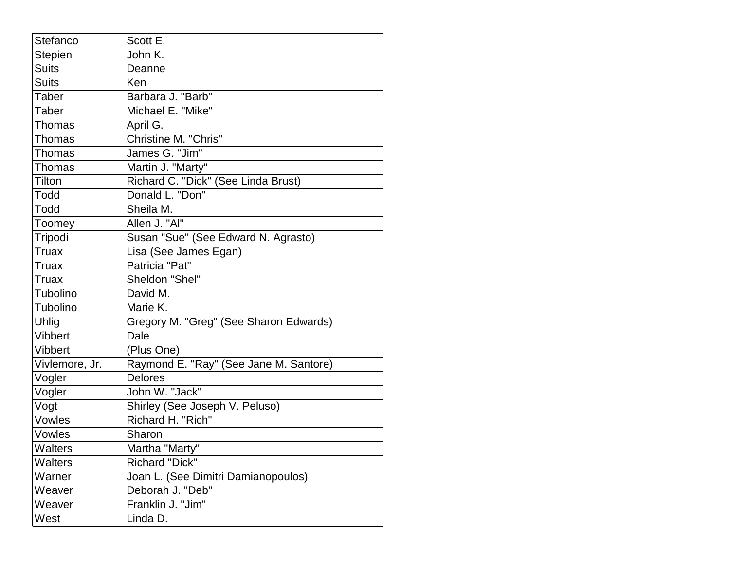| | |
|---|---|
| Stefanco | Scott E. |
| Stepien | John K. |
| Suits | Deanne |
| Suits | Ken |
| Taber | Barbara J. "Barb" |
| Taber | Michael E. "Mike" |
| Thomas | April G. |
| Thomas | Christine M. "Chris" |
| Thomas | James G. "Jim" |
| Thomas | Martin J. "Marty" |
| Tilton | Richard C. "Dick" (See Linda Brust) |
| Todd | Donald L. "Don" |
| Todd | Sheila M. |
| Toomey | Allen J. "Al" |
| Tripodi | Susan "Sue" (See Edward N. Agrasto) |
| Truax | Lisa (See James Egan) |
| Truax | Patricia "Pat" |
| Truax | Sheldon "Shel" |
| Tubolino | David M. |
| Tubolino | Marie K. |
| Uhlig | Gregory M. "Greg" (See Sharon Edwards) |
| Vibbert | Dale |
| Vibbert | (Plus One) |
| Vivlemore, Jr. | Raymond E. "Ray" (See Jane M. Santore) |
| Vogler | Delores |
| Vogler | John W. "Jack" |
| Vogt | Shirley (See Joseph V. Peluso) |
| Vowles | Richard H. "Rich" |
| Vowles | Sharon |
| Walters | Martha "Marty" |
| Walters | Richard "Dick" |
| Warner | Joan L. (See Dimitri Damianopoulos) |
| Weaver | Deborah J. "Deb" |
| Weaver | Franklin J. "Jim" |
| West | Linda D. |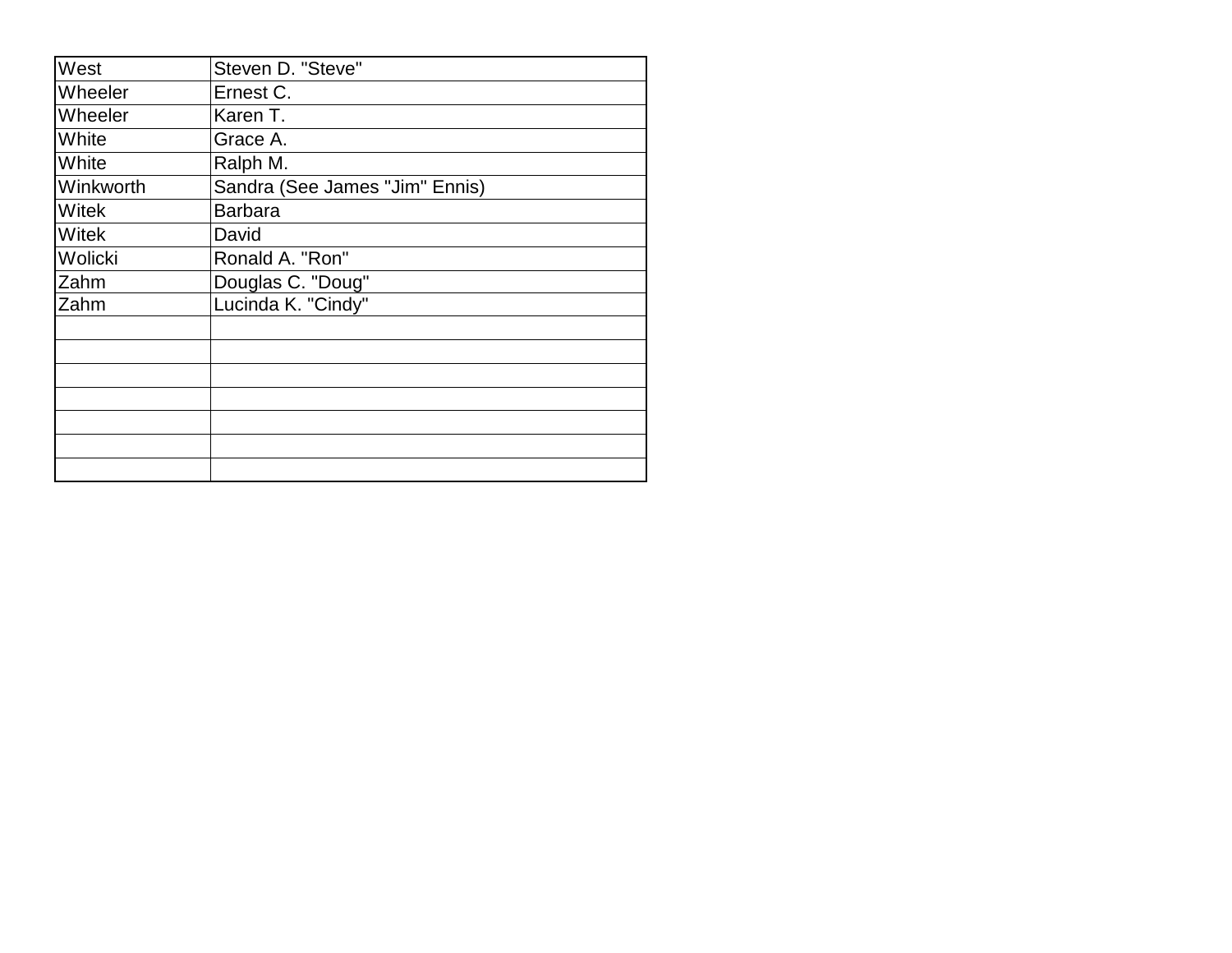| | |
|---|---|
| West | Steven D. "Steve" |
| Wheeler | Ernest C. |
| Wheeler | Karen T. |
| White | Grace A. |
| White | Ralph M. |
| Winkworth | Sandra (See James "Jim" Ennis) |
| Witek | Barbara |
| Witek | David |
| Wolicki | Ronald A. "Ron" |
| Zahm | Douglas C. "Doug" |
| Zahm | Lucinda K. "Cindy" |
| | |
| | |
| | |
| | |
| | |
| | |
| | |